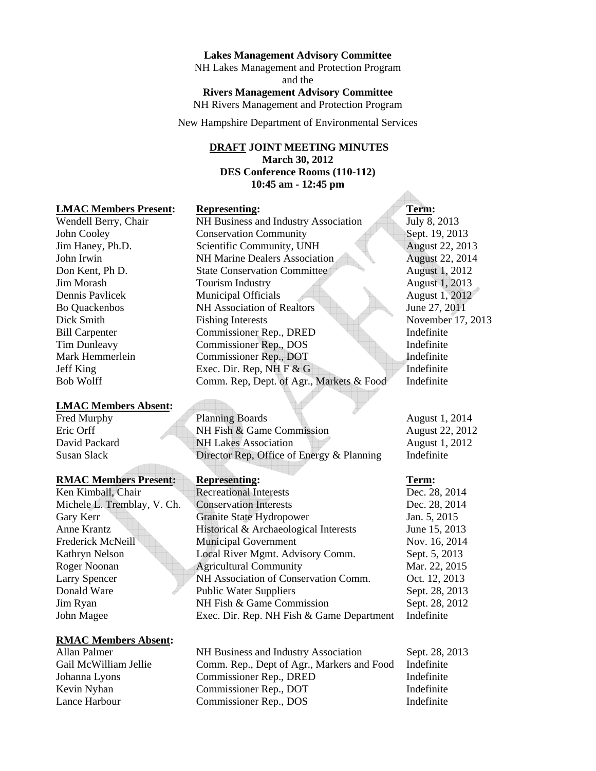**Lakes Management Advisory Committee**

NH Lakes Management and Protection Program

and the

**Rivers Management Advisory Committee**

NH Rivers Management and Protection Program

New Hampshire Department of Environmental Services

**DRAFT JOINT MEETING MINUTES**
**March 30, 2012**
**DES Conference Rooms (110-112)**
**10:45 am - 12:45 pm**

| **LMAC Members Present:** | **Representing:** | **Term:** |
|---|---|---|
| Wendell Berry, Chair | NH Business and Industry Association | July 8, 2013 |
| John Cooley | Conservation Community | Sept. 19, 2013 |
| Jim Haney, Ph.D. | Scientific Community, UNH | August 22, 2013 |
| John Irwin | NH Marine Dealers Association | August 22, 2014 |
| Don Kent, Ph D. | State Conservation Committee | August 1, 2012 |
| Jim Morash | Tourism Industry | August 1, 2013 |
| Dennis Pavlicek | Municipal Officials | August 1, 2012 |
| Bo Quackenbos | NH Association of Realtors | June 27, 2011 |
| Dick Smith | Fishing Interests | November 17, 2013 |
| Bill Carpenter | Commissioner Rep., DRED | Indefinite |
| Tim Dunleavy | Commissioner Rep., DOS | Indefinite |
| Mark Hemmerlein | Commissioner Rep., DOT | Indefinite |
| Jeff King | Exec. Dir. Rep, NH F & G | Indefinite |
| Bob Wolff | Comm. Rep, Dept. of Agr., Markets & Food | Indefinite |

| **LMAC Members Absent:** | | |
|---|---|---|
| Fred Murphy | Planning Boards | August 1, 2014 |
| Eric Orff | NH Fish & Game Commission | August 22, 2012 |
| David Packard | NH Lakes Association | August 1, 2012 |
| Susan Slack | Director Rep, Office of Energy & Planning | Indefinite |

| **RMAC Members Present:** | **Representing:** | **Term:** |
|---|---|---|
| Ken Kimball, Chair | Recreational Interests | Dec. 28, 2014 |
| Michele L. Tremblay, V. Ch. | Conservation Interests | Dec. 28, 2014 |
| Gary Kerr | Granite State Hydropower | Jan. 5, 2015 |
| Anne Krantz | Historical & Archaeological Interests | June 15, 2013 |
| Frederick McNeill | Municipal Government | Nov. 16, 2014 |
| Kathryn Nelson | Local River Mgmt. Advisory Comm. | Sept. 5, 2013 |
| Roger Noonan | Agricultural Community | Mar. 22, 2015 |
| Larry Spencer | NH Association of Conservation Comm. | Oct. 12, 2013 |
| Donald Ware | Public Water Suppliers | Sept. 28, 2013 |
| Jim Ryan | NH Fish & Game Commission | Sept. 28, 2012 |
| John Magee | Exec. Dir. Rep. NH Fish & Game Department | Indefinite |

| **RMAC Members Absent:** | | |
|---|---|---|
| Allan Palmer | NH Business and Industry Association | Sept. 28, 2013 |
| Gail McWilliam Jellie | Comm. Rep., Dept of Agr., Markers and Food | Indefinite |
| Johanna Lyons | Commissioner Rep., DRED | Indefinite |
| Kevin Nyhan | Commissioner Rep., DOT | Indefinite |
| Lance Harbour | Commissioner Rep., DOS | Indefinite |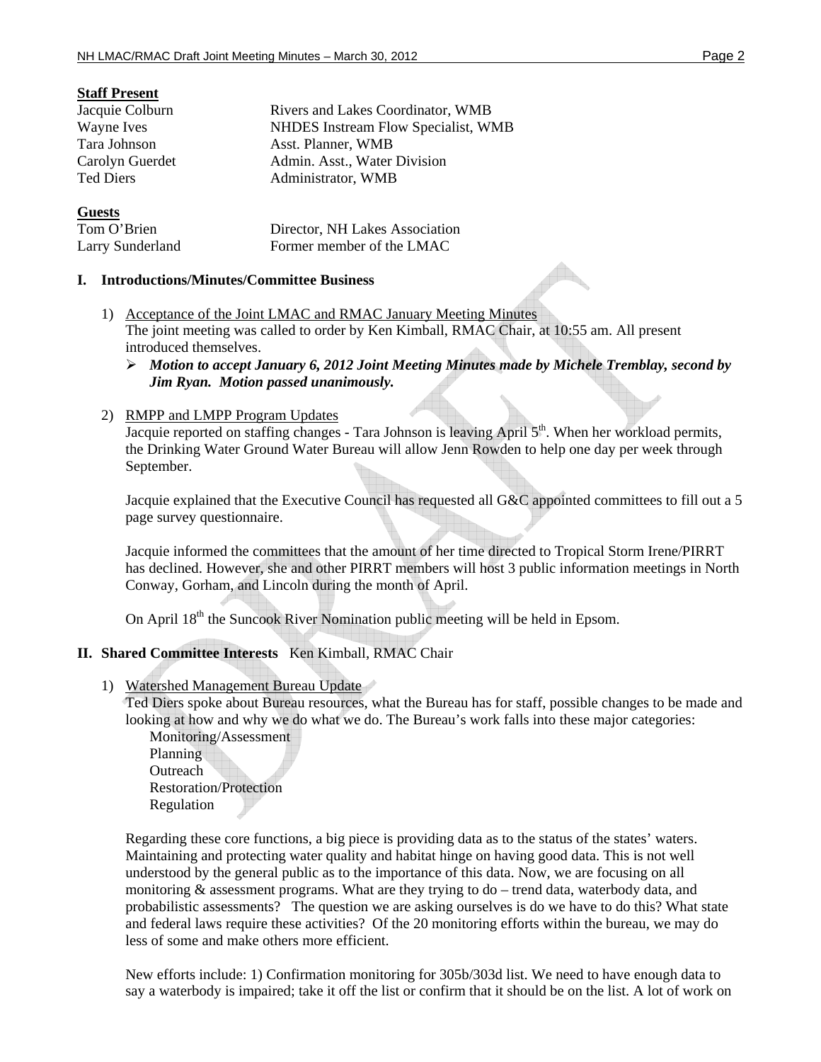**Staff Present**

| | |
|---|---|
| Jacquie Colburn | Rivers and Lakes Coordinator, WMB |
| Wayne Ives | NHDES Instream Flow Specialist, WMB |
| Tara Johnson | Asst. Planner, WMB |
| Carolyn Guerdet | Admin. Asst., Water Division |
| Ted Diers | Administrator, WMB |

**Guests**

| | |
|---|---|
| Tom O'Brien | Director, NH Lakes Association |
| Larry Sunderland | Former member of the LMAC |

## I. Introductions/Minutes/Committee Business

1) Acceptance of the Joint LMAC and RMAC January Meeting Minutes
The joint meeting was called to order by Ken Kimball, RMAC Chair, at 10:55 am. All present introduced themselves.
   - ***Motion to accept January 6, 2012 Joint Meeting Minutes made by Michele Tremblay, second by Jim Ryan. Motion passed unanimously.***

2) RMPP and LMPP Program Updates
Jacquie reported on staffing changes - Tara Johnson is leaving April 5th. When her workload permits, the Drinking Water Ground Water Bureau will allow Jenn Rowden to help one day per week through September.

   Jacquie explained that the Executive Council has requested all G&C appointed committees to fill out a 5 page survey questionnaire.

   Jacquie informed the committees that the amount of her time directed to Tropical Storm Irene/PIRRT has declined. However, she and other PIRRT members will host 3 public information meetings in North Conway, Gorham, and Lincoln during the month of April.

   On April 18th the Suncook River Nomination public meeting will be held in Epsom.

## II. Shared Committee Interests Ken Kimball, RMAC Chair

1) Watershed Management Bureau Update
Ted Diers spoke about Bureau resources, what the Bureau has for staff, possible changes to be made and looking at how and why we do what we do. The Bureau's work falls into these major categories:
   - Monitoring/Assessment
   - Planning
   - Outreach
   - Restoration/Protection
   - Regulation

   Regarding these core functions, a big piece is providing data as to the status of the states' waters. Maintaining and protecting water quality and habitat hinge on having good data. This is not well understood by the general public as to the importance of this data. Now, we are focusing on all monitoring & assessment programs. What are they trying to do – trend data, waterbody data, and probabilistic assessments? The question we are asking ourselves is do we have to do this? What state and federal laws require these activities? Of the 20 monitoring efforts within the bureau, we may do less of some and make others more efficient.

   New efforts include: 1) Confirmation monitoring for 305b/303d list. We need to have enough data to say a waterbody is impaired; take it off the list or confirm that it should be on the list. A lot of work on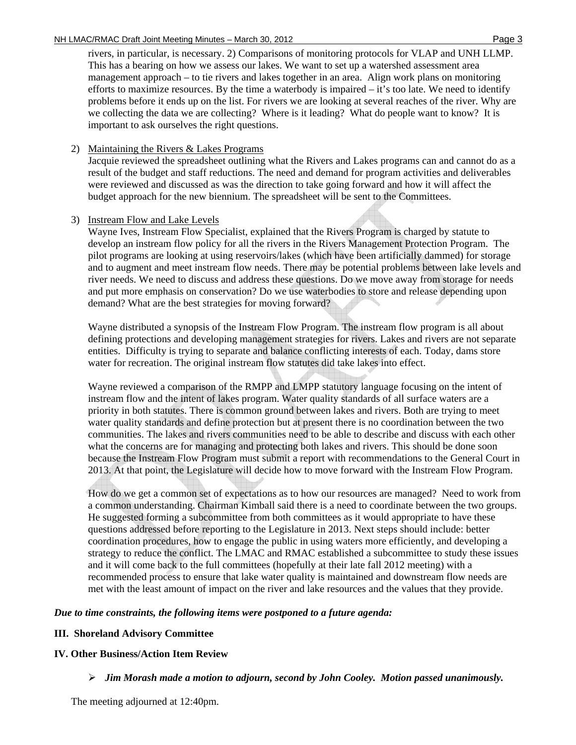rivers, in particular, is necessary. 2) Comparisons of monitoring protocols for VLAP and UNH LLMP. This has a bearing on how we assess our lakes. We want to set up a watershed assessment area management approach – to tie rivers and lakes together in an area. Align work plans on monitoring efforts to maximize resources. By the time a waterbody is impaired – it's too late. We need to identify problems before it ends up on the list. For rivers we are looking at several reaches of the river. Why are we collecting the data we are collecting? Where is it leading? What do people want to know? It is important to ask ourselves the right questions.

2) Maintaining the Rivers & Lakes Programs

   Jacquie reviewed the spreadsheet outlining what the Rivers and Lakes programs can and cannot do as a result of the budget and staff reductions. The need and demand for program activities and deliverables were reviewed and discussed as was the direction to take going forward and how it will affect the budget approach for the new biennium. The spreadsheet will be sent to the Committees.

3) Instream Flow and Lake Levels

   Wayne Ives, Instream Flow Specialist, explained that the Rivers Program is charged by statute to develop an instream flow policy for all the rivers in the Rivers Management Protection Program. The pilot programs are looking at using reservoirs/lakes (which have been artificially dammed) for storage and to augment and meet instream flow needs. There may be potential problems between lake levels and river needs. We need to discuss and address these questions. Do we move away from storage for needs and put more emphasis on conservation? Do we use waterbodies to store and release depending upon demand? What are the best strategies for moving forward?

   Wayne distributed a synopsis of the Instream Flow Program. The instream flow program is all about defining protections and developing management strategies for rivers. Lakes and rivers are not separate entities. Difficulty is trying to separate and balance conflicting interests of each. Today, dams store water for recreation. The original instream flow statutes did take lakes into effect.

   Wayne reviewed a comparison of the RMPP and LMPP statutory language focusing on the intent of instream flow and the intent of lakes program. Water quality standards of all surface waters are a priority in both statutes. There is common ground between lakes and rivers. Both are trying to meet water quality standards and define protection but at present there is no coordination between the two communities. The lakes and rivers communities need to be able to describe and discuss with each other what the concerns are for managing and protecting both lakes and rivers. This should be done soon because the Instream Flow Program must submit a report with recommendations to the General Court in 2013. At that point, the Legislature will decide how to move forward with the Instream Flow Program.

   How do we get a common set of expectations as to how our resources are managed? Need to work from a common understanding. Chairman Kimball said there is a need to coordinate between the two groups. He suggested forming a subcommittee from both committees as it would appropriate to have these questions addressed before reporting to the Legislature in 2013. Next steps should include: better coordination procedures, how to engage the public in using waters more efficiently, and developing a strategy to reduce the conflict. The LMAC and RMAC established a subcommittee to study these issues and it will come back to the full committees (hopefully at their late fall 2012 meeting) with a recommended process to ensure that lake water quality is maintained and downstream flow needs are met with the least amount of impact on the river and lake resources and the values that they provide.

***Due to time constraints, the following items were postponed to a future agenda:***

**III. Shoreland Advisory Committee**

**IV. Other Business/Action Item Review**

- ***Jim Morash made a motion to adjourn, second by John Cooley. Motion passed unanimously.***

The meeting adjourned at 12:40pm.